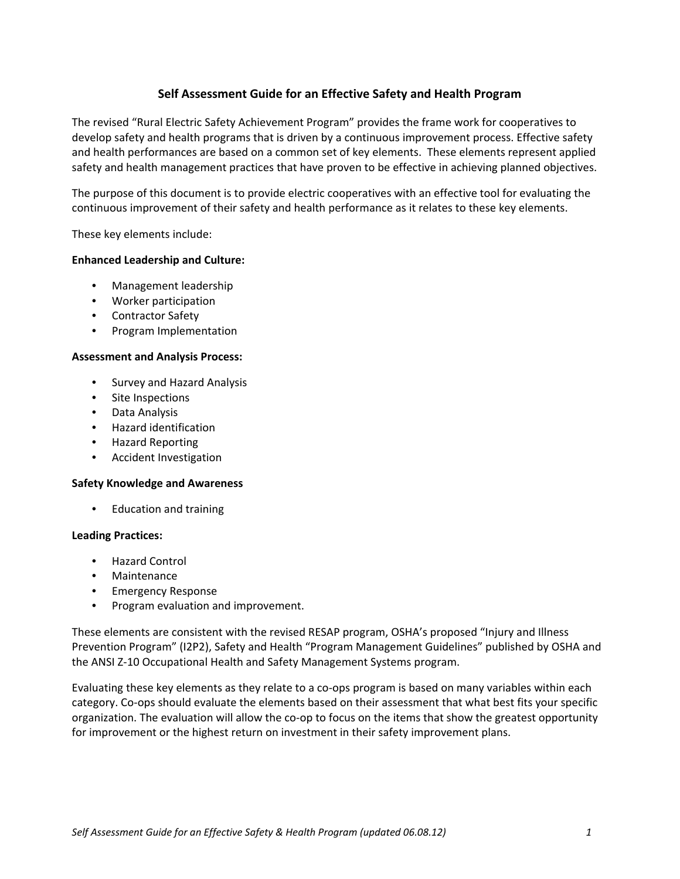# Self Assessment Guide for an Effective Safety and Health Program

The revised "Rural Electric Safety Achievement Program" provides the frame work for cooperatives to develop safety and health programs that is driven by a continuous improvement process. Effective safety and health performances are based on a common set of key elements. These elements represent applied safety and health management practices that have proven to be effective in achieving planned objectives.

The purpose of this document is to provide electric cooperatives with an effective tool for evaluating the continuous improvement of their safety and health performance as it relates to these key elements.

These key elements include:

**Enhanced Leadership and Culture:**

- Management leadership
- Worker participation
- Contractor Safety
- Program Implementation

**Assessment and Analysis Process:**

- Survey and Hazard Analysis
- Site Inspections
- Data Analysis
- Hazard identification
- Hazard Reporting
- Accident Investigation

**Safety Knowledge and Awareness**

- Education and training

**Leading Practices:**

- Hazard Control
- Maintenance
- Emergency Response
- Program evaluation and improvement.

These elements are consistent with the revised RESAP program, OSHA's proposed "Injury and Illness Prevention Program" (I2P2), Safety and Health "Program Management Guidelines" published by OSHA and the ANSI Z-10 Occupational Health and Safety Management Systems program.

Evaluating these key elements as they relate to a co-ops program is based on many variables within each category. Co-ops should evaluate the elements based on their assessment that what best fits your specific organization. The evaluation will allow the co-op to focus on the items that show the greatest opportunity for improvement or the highest return on investment in their safety improvement plans.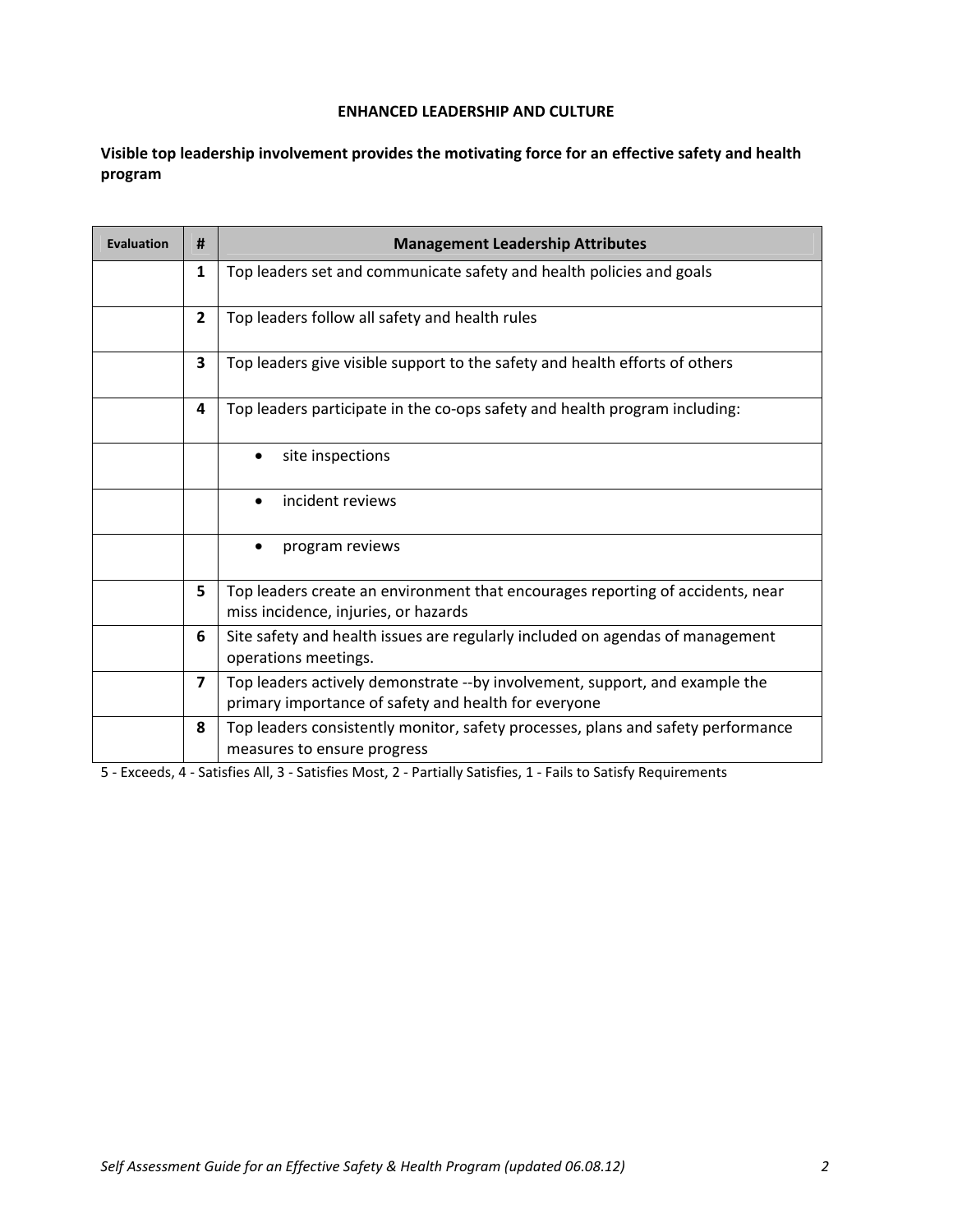## ENHANCED LEADERSHIP AND CULTURE

**Visible top leadership involvement provides the motivating force for an effective safety and health program**

| Evaluation | # | Management Leadership Attributes |
|---|---|---|
| | 1 | Top leaders set and communicate safety and health policies and goals |
| | 2 | Top leaders follow all safety and health rules |
| | 3 | Top leaders give visible support to the safety and health efforts of others |
| | 4 | Top leaders participate in the co-ops safety and health program including: |
| | | • site inspections |
| | | • incident reviews |
| | | • program reviews |
| | 5 | Top leaders create an environment that encourages reporting of accidents, near miss incidence, injuries, or hazards |
| | 6 | Site safety and health issues are regularly included on agendas of management operations meetings. |
| | 7 | Top leaders actively demonstrate --by involvement, support, and example the primary importance of safety and health for everyone |
| | 8 | Top leaders consistently monitor, safety processes, plans and safety performance measures to ensure progress |

5 - Exceeds, 4 - Satisfies All, 3 - Satisfies Most, 2 - Partially Satisfies, 1 - Fails to Satisfy Requirements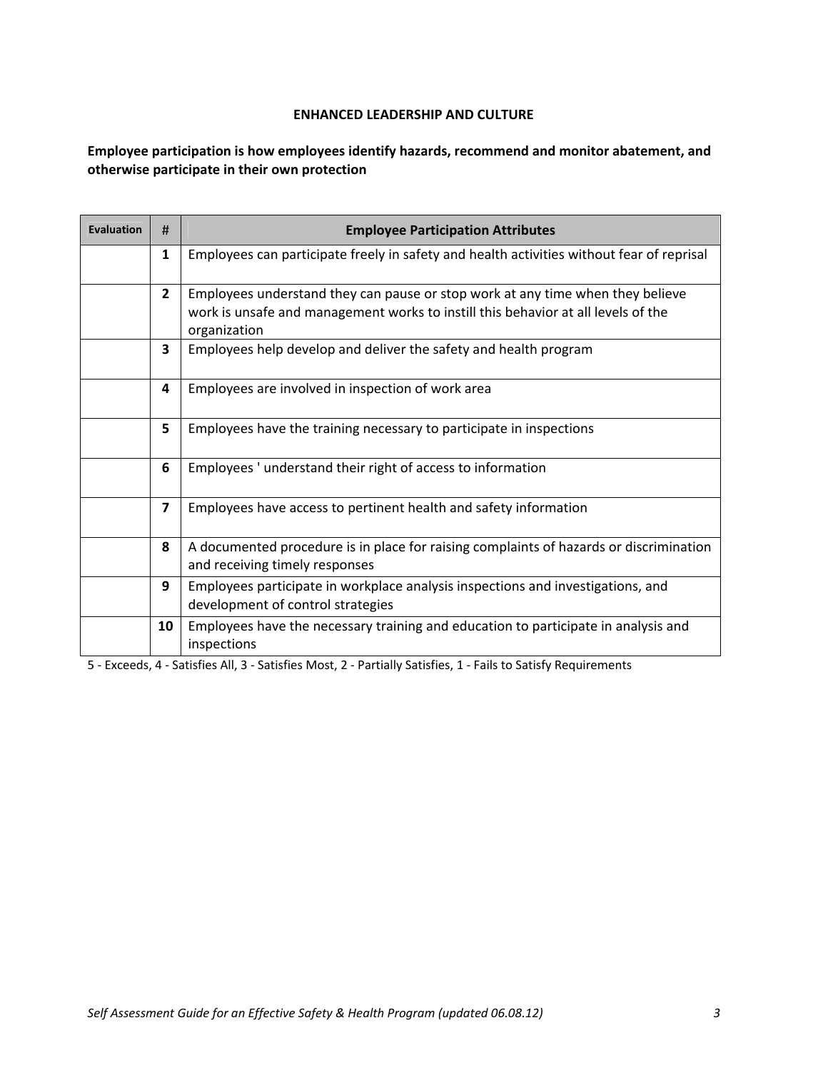## ENHANCED LEADERSHIP AND CULTURE

**Employee participation is how employees identify hazards, recommend and monitor abatement, and otherwise participate in their own protection**

| Evaluation | # | Employee Participation Attributes |
|---|---|---|
| | **1** | Employees can participate freely in safety and health activities without fear of reprisal |
| | **2** | Employees understand they can pause or stop work at any time when they believe work is unsafe and management works to instill this behavior at all levels of the organization |
| | **3** | Employees help develop and deliver the safety and health program |
| | **4** | Employees are involved in inspection of work area |
| | **5** | Employees have the training necessary to participate in inspections |
| | **6** | Employees ' understand their right of access to information |
| | **7** | Employees have access to pertinent health and safety information |
| | **8** | A documented procedure is in place for raising complaints of hazards or discrimination and receiving timely responses |
| | **9** | Employees participate in workplace analysis inspections and investigations, and development of control strategies |
| | **10** | Employees have the necessary training and education to participate in analysis and inspections |

5 - Exceeds, 4 - Satisfies All, 3 - Satisfies Most, 2 - Partially Satisfies, 1 - Fails to Satisfy Requirements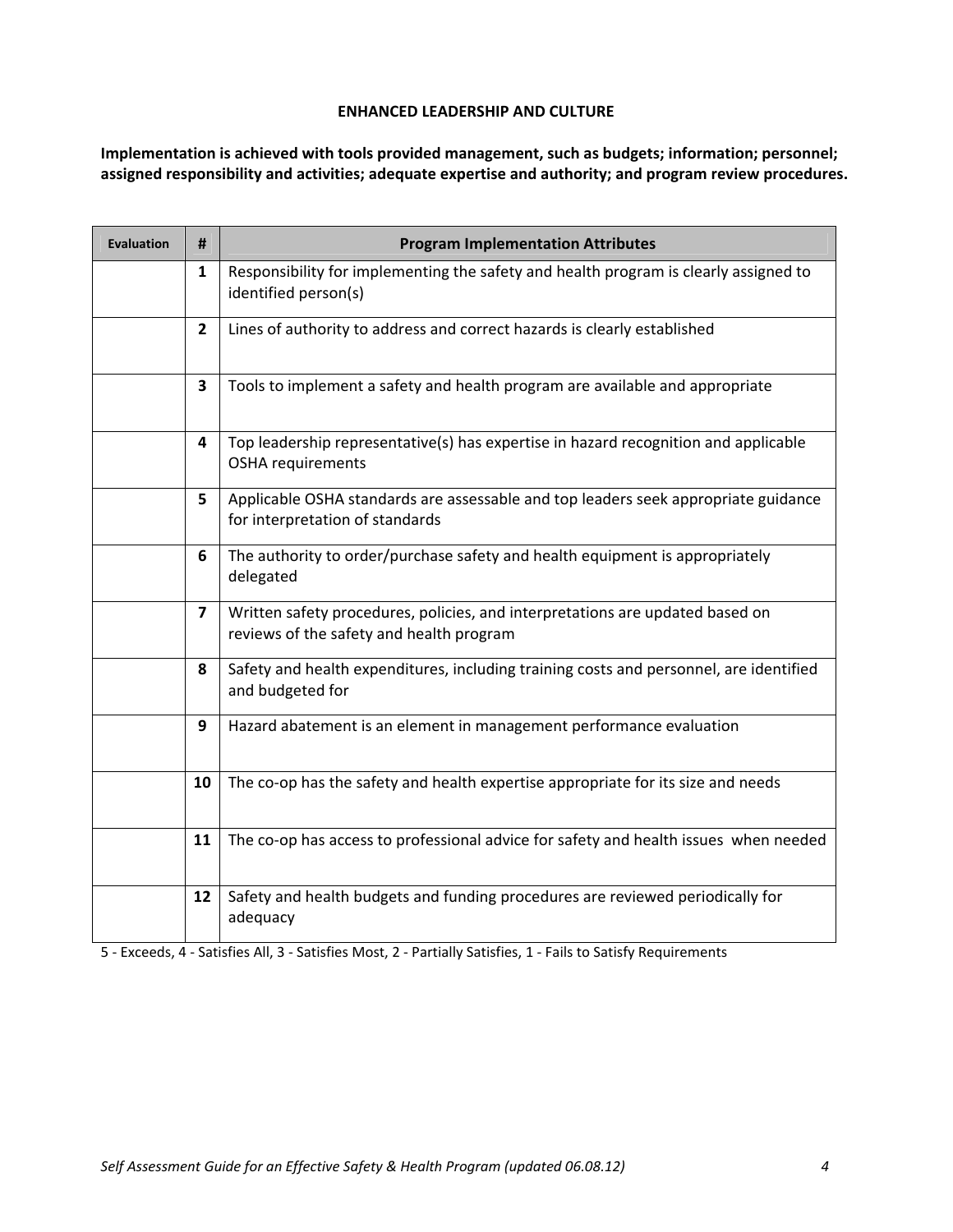## ENHANCED LEADERSHIP AND CULTURE

**Implementation is achieved with tools provided management, such as budgets; information; personnel; assigned responsibility and activities; adequate expertise and authority; and program review procedures.**

| Evaluation | # | Program Implementation Attributes |
|---|---|---|
| | **1** | Responsibility for implementing the safety and health program is clearly assigned to identified person(s) |
| | **2** | Lines of authority to address and correct hazards is clearly established |
| | **3** | Tools to implement a safety and health program are available and appropriate |
| | **4** | Top leadership representative(s) has expertise in hazard recognition and applicable OSHA requirements |
| | **5** | Applicable OSHA standards are assessable and top leaders seek appropriate guidance for interpretation of standards |
| | **6** | The authority to order/purchase safety and health equipment is appropriately delegated |
| | **7** | Written safety procedures, policies, and interpretations are updated based on reviews of the safety and health program |
| | **8** | Safety and health expenditures, including training costs and personnel, are identified and budgeted for |
| | **9** | Hazard abatement is an element in management performance evaluation |
| | **10** | The co-op has the safety and health expertise appropriate for its size and needs |
| | **11** | The co-op has access to professional advice for safety and health issues when needed |
| | **12** | Safety and health budgets and funding procedures are reviewed periodically for adequacy |

5 - Exceeds, 4 - Satisfies All, 3 - Satisfies Most, 2 - Partially Satisfies, 1 - Fails to Satisfy Requirements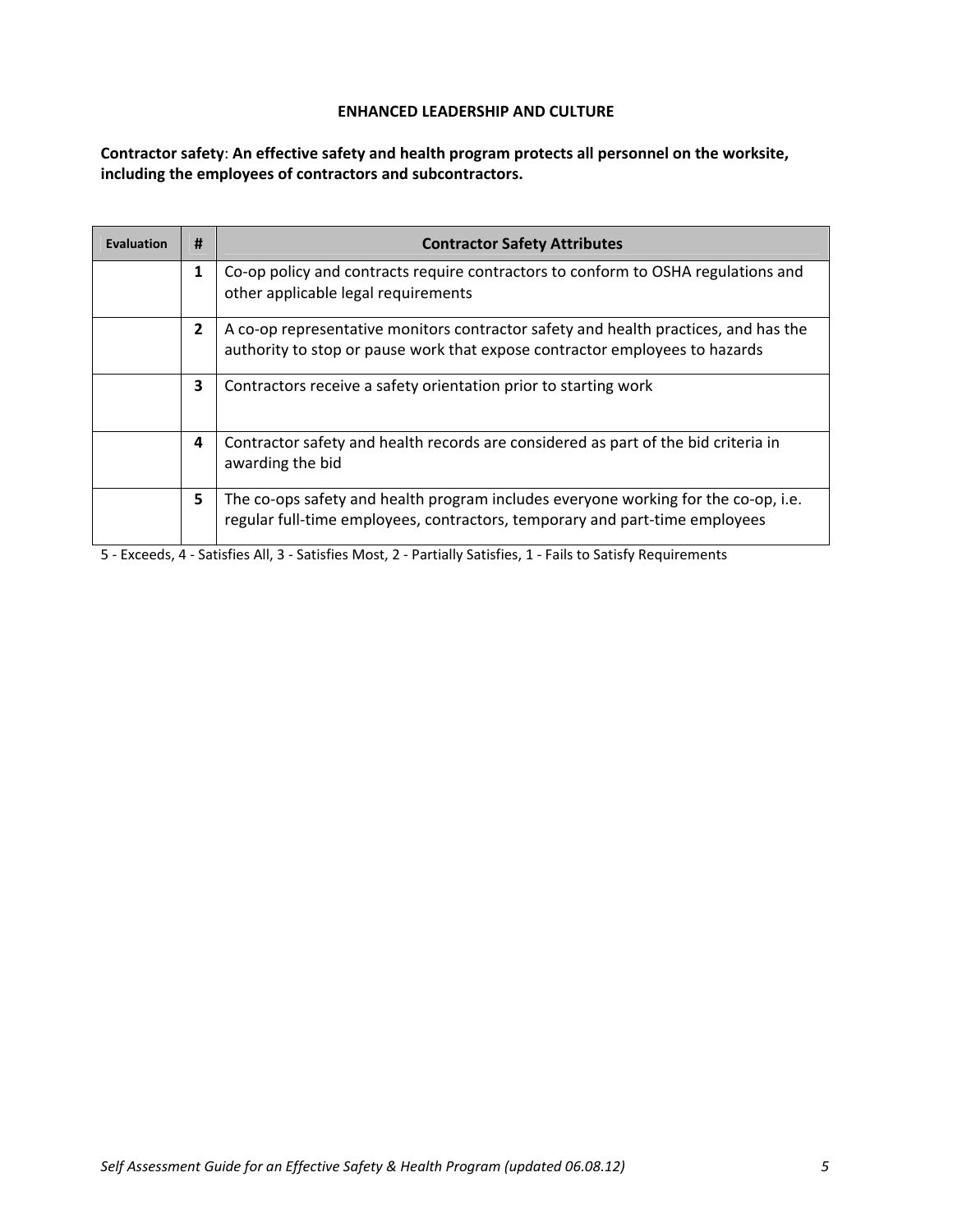## ENHANCED LEADERSHIP AND CULTURE

**Contractor safety**: **An effective safety and health program protects all personnel on the worksite, including the employees of contractors and subcontractors.**

| Evaluation | # | Contractor Safety Attributes |
|---|---|---|
| | **1** | Co-op policy and contracts require contractors to conform to OSHA regulations and other applicable legal requirements |
| | **2** | A co-op representative monitors contractor safety and health practices, and has the authority to stop or pause work that expose contractor employees to hazards |
| | **3** | Contractors receive a safety orientation prior to starting work |
| | **4** | Contractor safety and health records are considered as part of the bid criteria in awarding the bid |
| | **5** | The co-ops safety and health program includes everyone working for the co-op, i.e. regular full-time employees, contractors, temporary and part-time employees |

5 - Exceeds, 4 - Satisfies All, 3 - Satisfies Most, 2 - Partially Satisfies, 1 - Fails to Satisfy Requirements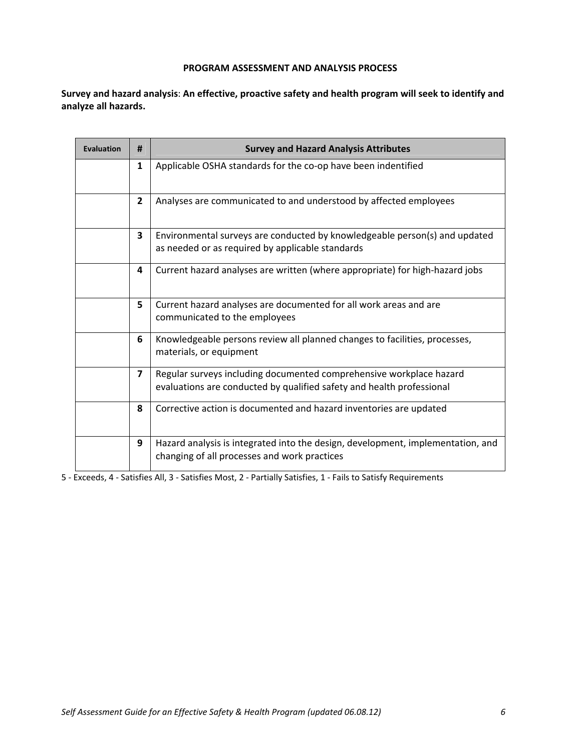## PROGRAM ASSESSMENT AND ANALYSIS PROCESS

**Survey and hazard analysis**: **An effective, proactive safety and health program will seek to identify and analyze all hazards.**

| Evaluation | # | Survey and Hazard Analysis Attributes |
|---|---|---|
| | **1** | Applicable OSHA standards for the co-op have been indentified |
| | **2** | Analyses are communicated to and understood by affected employees |
| | **3** | Environmental surveys are conducted by knowledgeable person(s) and updated as needed or as required by applicable standards |
| | **4** | Current hazard analyses are written (where appropriate) for high-hazard jobs |
| | **5** | Current hazard analyses are documented for all work areas and are communicated to the employees |
| | **6** | Knowledgeable persons review all planned changes to facilities, processes, materials, or equipment |
| | **7** | Regular surveys including documented comprehensive workplace hazard evaluations are conducted by qualified safety and health professional |
| | **8** | Corrective action is documented and hazard inventories are updated |
| | **9** | Hazard analysis is integrated into the design, development, implementation, and changing of all processes and work practices |

5 - Exceeds, 4 - Satisfies All, 3 - Satisfies Most, 2 - Partially Satisfies, 1 - Fails to Satisfy Requirements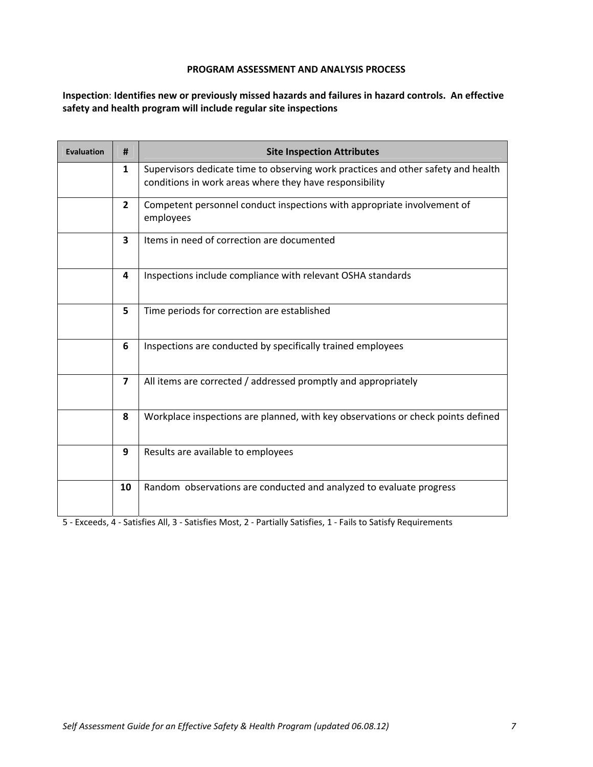**PROGRAM ASSESSMENT AND ANALYSIS PROCESS**

**Inspection**: **Identifies new or previously missed hazards and failures in hazard controls. An effective safety and health program will include regular site inspections**

| Evaluation | # | Site Inspection Attributes |
|---|---|---|
| | **1** | Supervisors dedicate time to observing work practices and other safety and health conditions in work areas where they have responsibility |
| | **2** | Competent personnel conduct inspections with appropriate involvement of employees |
| | **3** | Items in need of correction are documented |
| | **4** | Inspections include compliance with relevant OSHA standards |
| | **5** | Time periods for correction are established |
| | **6** | Inspections are conducted by specifically trained employees |
| | **7** | All items are corrected / addressed promptly and appropriately |
| | **8** | Workplace inspections are planned, with key observations or check points defined |
| | **9** | Results are available to employees |
| | **10** | Random observations are conducted and analyzed to evaluate progress |

5 - Exceeds, 4 - Satisfies All, 3 - Satisfies Most, 2 - Partially Satisfies, 1 - Fails to Satisfy Requirements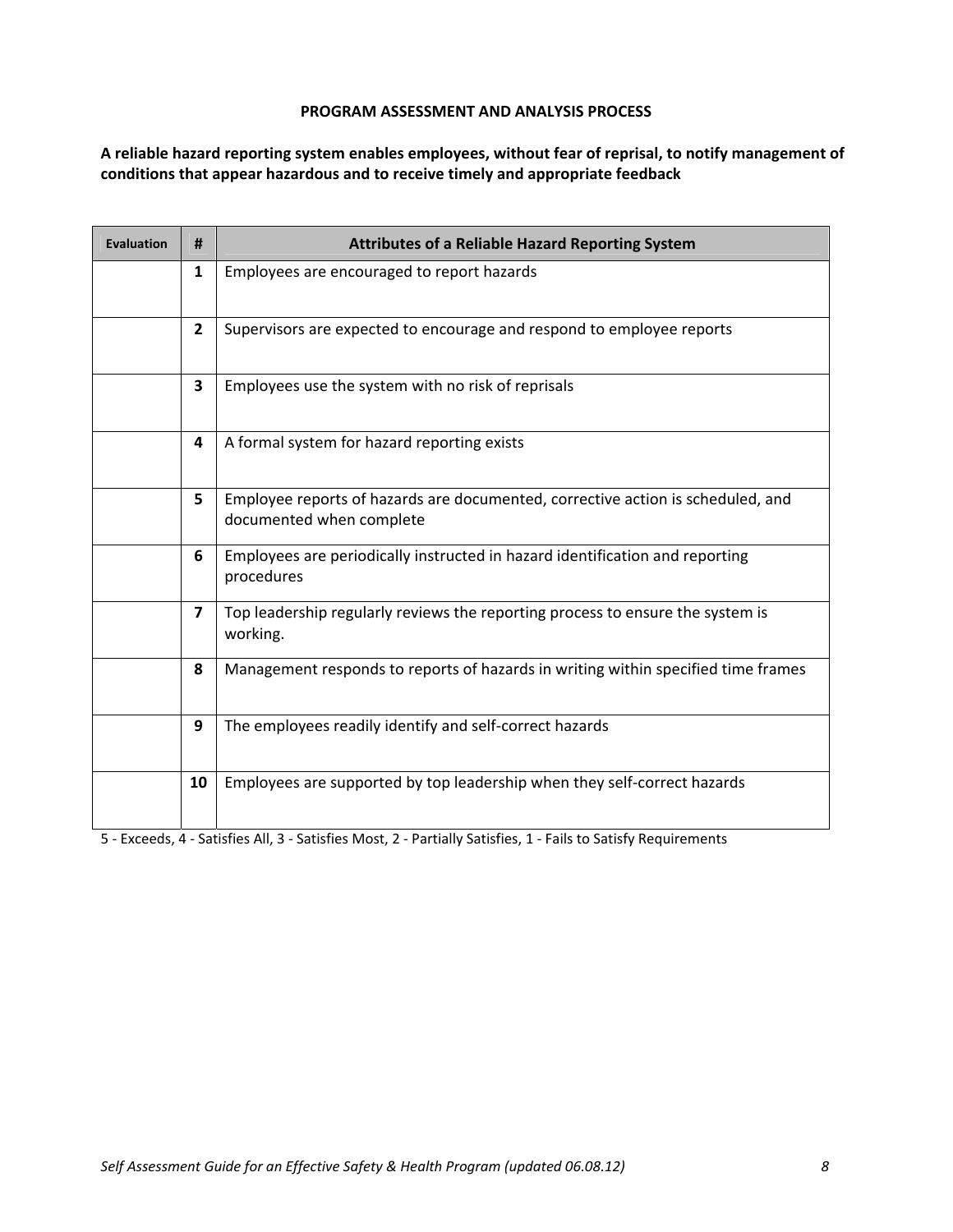## PROGRAM ASSESSMENT AND ANALYSIS PROCESS

**A reliable hazard reporting system enables employees, without fear of reprisal, to notify management of conditions that appear hazardous and to receive timely and appropriate feedback**

| Evaluation | # | Attributes of a Reliable Hazard Reporting System |
|---|---|---|
| | **1** | Employees are encouraged to report hazards |
| | **2** | Supervisors are expected to encourage and respond to employee reports |
| | **3** | Employees use the system with no risk of reprisals |
| | **4** | A formal system for hazard reporting exists |
| | **5** | Employee reports of hazards are documented, corrective action is scheduled, and documented when complete |
| | **6** | Employees are periodically instructed in hazard identification and reporting procedures |
| | **7** | Top leadership regularly reviews the reporting process to ensure the system is working. |
| | **8** | Management responds to reports of hazards in writing within specified time frames |
| | **9** | The employees readily identify and self-correct hazards |
| | **10** | Employees are supported by top leadership when they self-correct hazards |

5 - Exceeds, 4 - Satisfies All, 3 - Satisfies Most, 2 - Partially Satisfies, 1 - Fails to Satisfy Requirements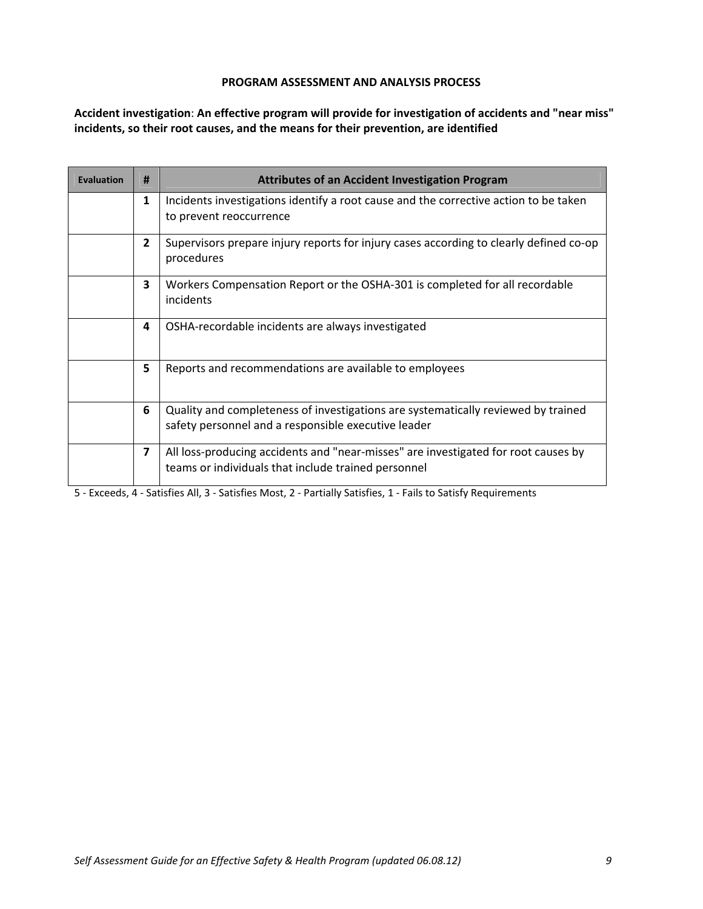**PROGRAM ASSESSMENT AND ANALYSIS PROCESS**

**Accident investigation**: **An effective program will provide for investigation of accidents and "near miss" incidents, so their root causes, and the means for their prevention, are identified**

| Evaluation | # | Attributes of an Accident Investigation Program |
|---|---|---|
| | **1** | Incidents investigations identify a root cause and the corrective action to be taken to prevent reoccurrence |
| | **2** | Supervisors prepare injury reports for injury cases according to clearly defined co-op procedures |
| | **3** | Workers Compensation Report or the OSHA-301 is completed for all recordable incidents |
| | **4** | OSHA-recordable incidents are always investigated |
| | **5** | Reports and recommendations are available to employees |
| | **6** | Quality and completeness of investigations are systematically reviewed by trained safety personnel and a responsible executive leader |
| | **7** | All loss-producing accidents and "near-misses" are investigated for root causes by teams or individuals that include trained personnel |

5 - Exceeds, 4 - Satisfies All, 3 - Satisfies Most, 2 - Partially Satisfies, 1 - Fails to Satisfy Requirements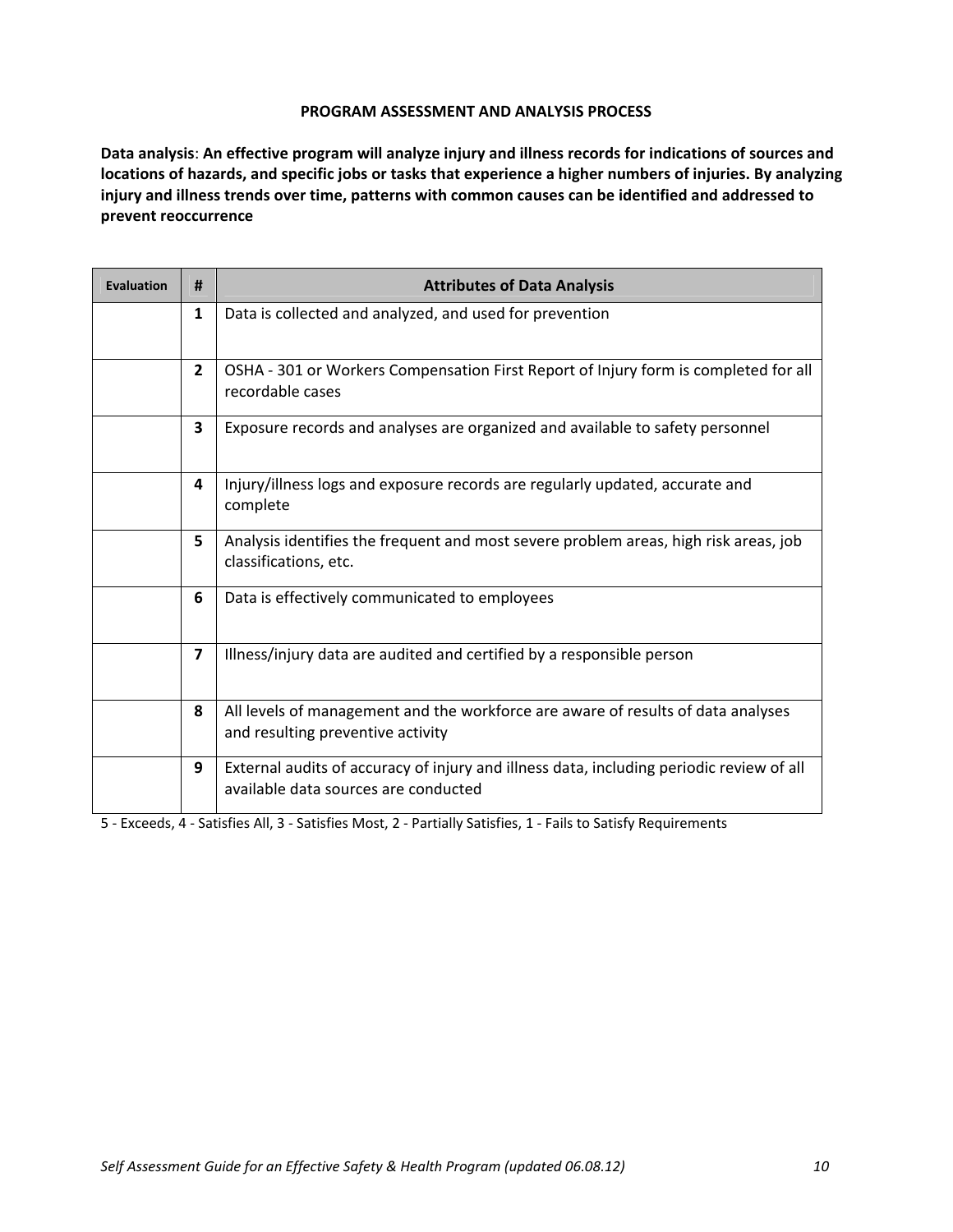## PROGRAM ASSESSMENT AND ANALYSIS PROCESS

**Data analysis**: **An effective program will analyze injury and illness records for indications of sources and locations of hazards, and specific jobs or tasks that experience a higher numbers of injuries. By analyzing injury and illness trends over time, patterns with common causes can be identified and addressed to prevent reoccurrence**

| Evaluation | # | Attributes of Data Analysis |
|---|---|---|
| | **1** | Data is collected and analyzed, and used for prevention |
| | **2** | OSHA - 301 or Workers Compensation First Report of Injury form is completed for all recordable cases |
| | **3** | Exposure records and analyses are organized and available to safety personnel |
| | **4** | Injury/illness logs and exposure records are regularly updated, accurate and complete |
| | **5** | Analysis identifies the frequent and most severe problem areas, high risk areas, job classifications, etc. |
| | **6** | Data is effectively communicated to employees |
| | **7** | Illness/injury data are audited and certified by a responsible person |
| | **8** | All levels of management and the workforce are aware of results of data analyses and resulting preventive activity |
| | **9** | External audits of accuracy of injury and illness data, including periodic review of all available data sources are conducted |

5 - Exceeds, 4 - Satisfies All, 3 - Satisfies Most, 2 - Partially Satisfies, 1 - Fails to Satisfy Requirements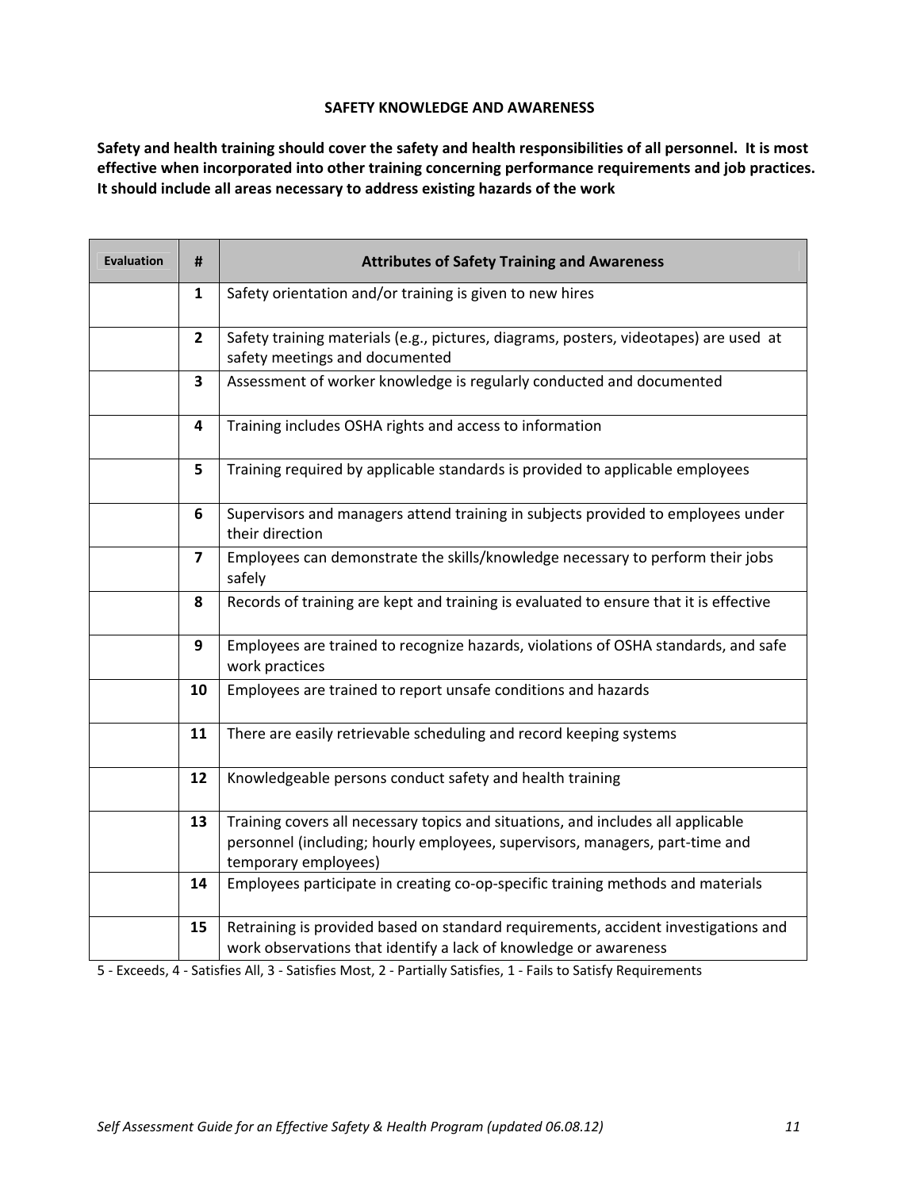## SAFETY KNOWLEDGE AND AWARENESS

**Safety and health training should cover the safety and health responsibilities of all personnel. It is most effective when incorporated into other training concerning performance requirements and job practices. It should include all areas necessary to address existing hazards of the work**

| Evaluation | # | Attributes of Safety Training and Awareness |
|---|---|---|
| | 1 | Safety orientation and/or training is given to new hires |
| | 2 | Safety training materials (e.g., pictures, diagrams, posters, videotapes) are used at safety meetings and documented |
| | 3 | Assessment of worker knowledge is regularly conducted and documented |
| | 4 | Training includes OSHA rights and access to information |
| | 5 | Training required by applicable standards is provided to applicable employees |
| | 6 | Supervisors and managers attend training in subjects provided to employees under their direction |
| | 7 | Employees can demonstrate the skills/knowledge necessary to perform their jobs safely |
| | 8 | Records of training are kept and training is evaluated to ensure that it is effective |
| | 9 | Employees are trained to recognize hazards, violations of OSHA standards, and safe work practices |
| | 10 | Employees are trained to report unsafe conditions and hazards |
| | 11 | There are easily retrievable scheduling and record keeping systems |
| | 12 | Knowledgeable persons conduct safety and health training |
| | 13 | Training covers all necessary topics and situations, and includes all applicable personnel (including; hourly employees, supervisors, managers, part-time and temporary employees) |
| | 14 | Employees participate in creating co-op-specific training methods and materials |
| | 15 | Retraining is provided based on standard requirements, accident investigations and work observations that identify a lack of knowledge or awareness |

5 - Exceeds, 4 - Satisfies All, 3 - Satisfies Most, 2 - Partially Satisfies, 1 - Fails to Satisfy Requirements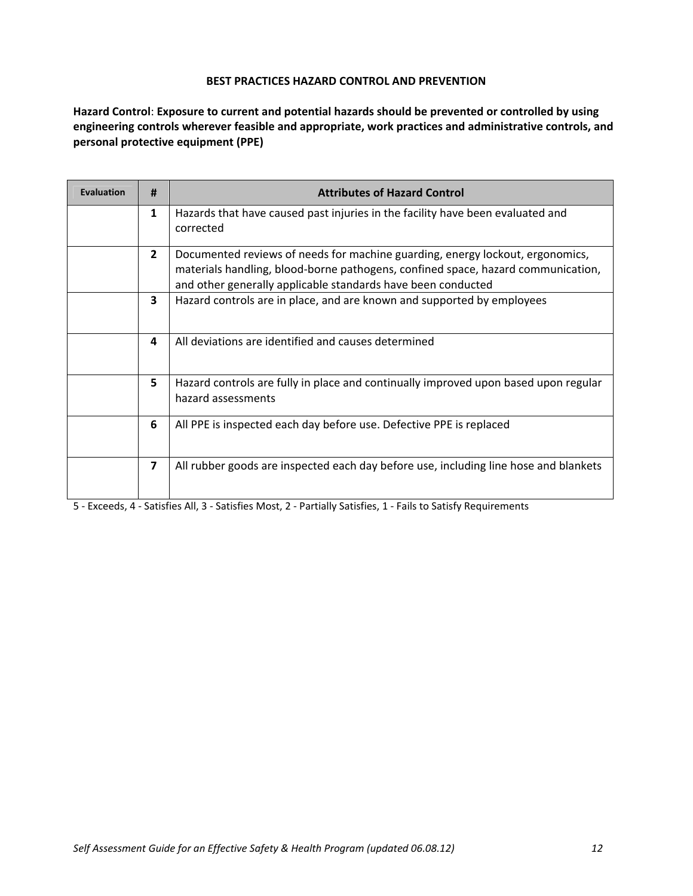## BEST PRACTICES HAZARD CONTROL AND PREVENTION

**Hazard Control**: **Exposure to current and potential hazards should be prevented or controlled by using engineering controls wherever feasible and appropriate, work practices and administrative controls, and personal protective equipment (PPE)**

| Evaluation | # | Attributes of Hazard Control |
|---|---|---|
| | **1** | Hazards that have caused past injuries in the facility have been evaluated and corrected |
| | **2** | Documented reviews of needs for machine guarding, energy lockout, ergonomics, materials handling, blood-borne pathogens, confined space, hazard communication, and other generally applicable standards have been conducted |
| | **3** | Hazard controls are in place, and are known and supported by employees |
| | **4** | All deviations are identified and causes determined |
| | **5** | Hazard controls are fully in place and continually improved upon based upon regular hazard assessments |
| | **6** | All PPE is inspected each day before use. Defective PPE is replaced |
| | **7** | All rubber goods are inspected each day before use, including line hose and blankets |

5 - Exceeds, 4 - Satisfies All, 3 - Satisfies Most, 2 - Partially Satisfies, 1 - Fails to Satisfy Requirements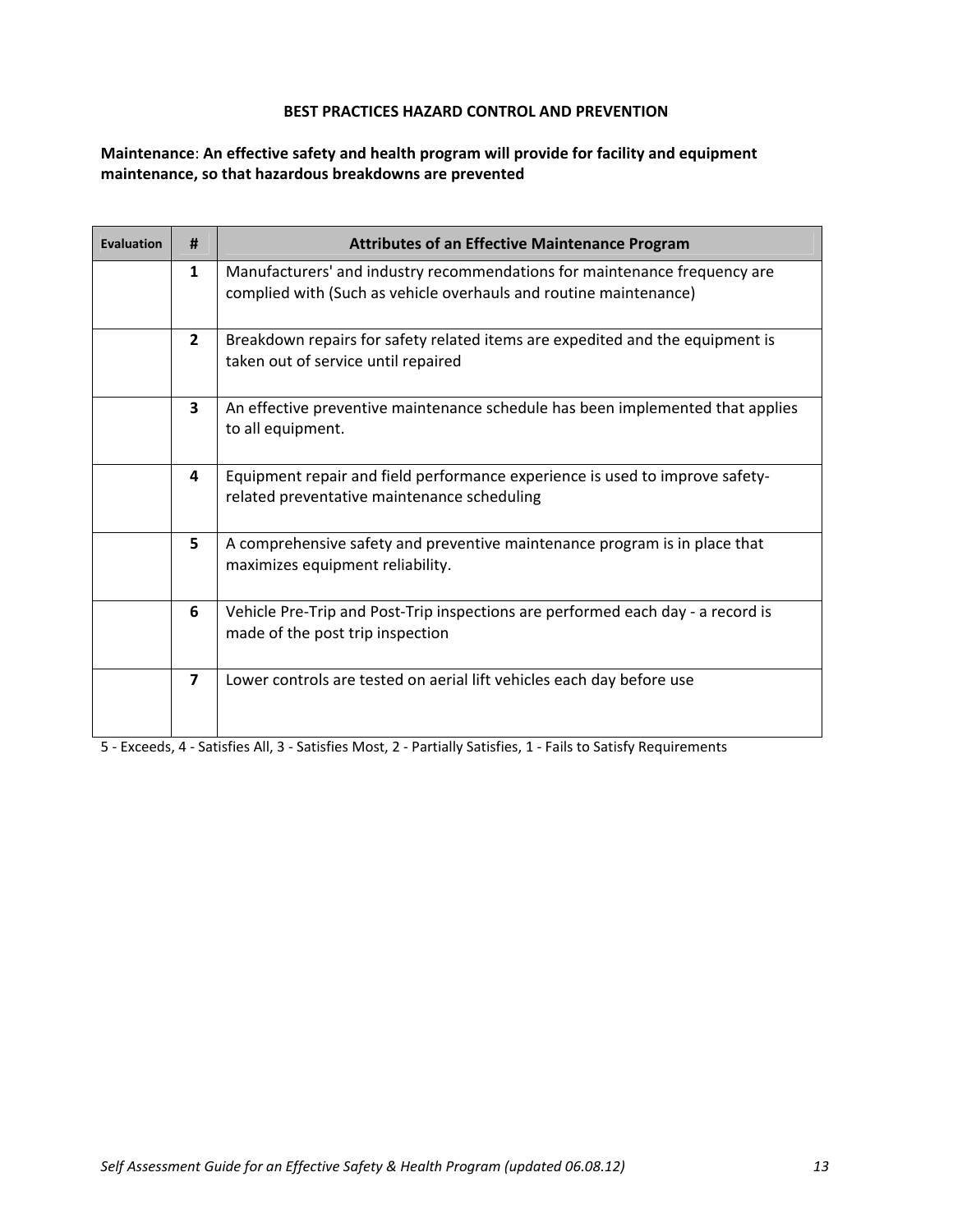**BEST PRACTICES HAZARD CONTROL AND PREVENTION**

**Maintenance**: **An effective safety and health program will provide for facility and equipment maintenance, so that hazardous breakdowns are prevented**

| Evaluation | # | Attributes of an Effective Maintenance Program |
|---|---|---|
| | **1** | Manufacturers' and industry recommendations for maintenance frequency are complied with (Such as vehicle overhauls and routine maintenance) |
| | **2** | Breakdown repairs for safety related items are expedited and the equipment is taken out of service until repaired |
| | **3** | An effective preventive maintenance schedule has been implemented that applies to all equipment. |
| | **4** | Equipment repair and field performance experience is used to improve safety-related preventative maintenance scheduling |
| | **5** | A comprehensive safety and preventive maintenance program is in place that maximizes equipment reliability. |
| | **6** | Vehicle Pre-Trip and Post-Trip inspections are performed each day - a record is made of the post trip inspection |
| | **7** | Lower controls are tested on aerial lift vehicles each day before use |

5 - Exceeds, 4 - Satisfies All, 3 - Satisfies Most, 2 - Partially Satisfies, 1 - Fails to Satisfy Requirements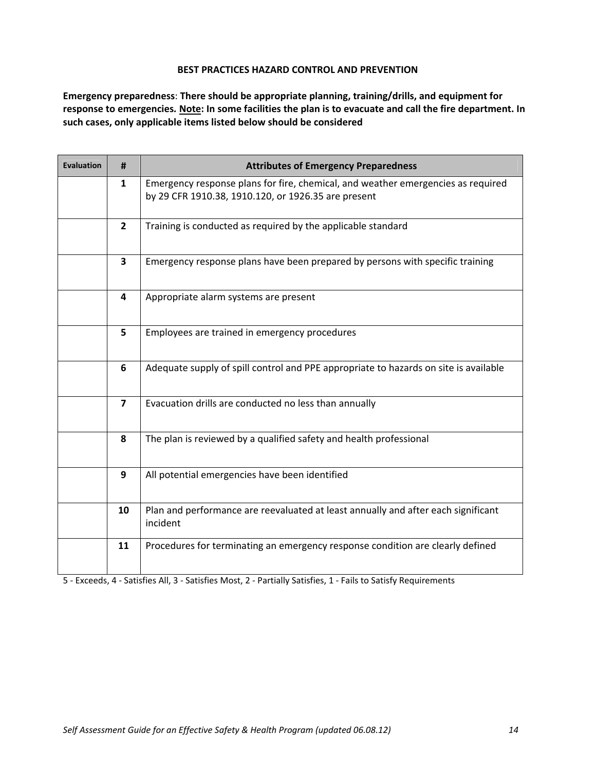## BEST PRACTICES HAZARD CONTROL AND PREVENTION

**Emergency preparedness**: **There should be appropriate planning, training/drills, and equipment for response to emergencies. <u>Note</u>: In some facilities the plan is to evacuate and call the fire department. In such cases, only applicable items listed below should be considered**

| Evaluation | # | Attributes of Emergency Preparedness |
|---|---|---|
| | 1 | Emergency response plans for fire, chemical, and weather emergencies as required by 29 CFR 1910.38, 1910.120, or 1926.35 are present |
| | 2 | Training is conducted as required by the applicable standard |
| | 3 | Emergency response plans have been prepared by persons with specific training |
| | 4 | Appropriate alarm systems are present |
| | 5 | Employees are trained in emergency procedures |
| | 6 | Adequate supply of spill control and PPE appropriate to hazards on site is available |
| | 7 | Evacuation drills are conducted no less than annually |
| | 8 | The plan is reviewed by a qualified safety and health professional |
| | 9 | All potential emergencies have been identified |
| | 10 | Plan and performance are reevaluated at least annually and after each significant incident |
| | 11 | Procedures for terminating an emergency response condition are clearly defined |

5 - Exceeds, 4 - Satisfies All, 3 - Satisfies Most, 2 - Partially Satisfies, 1 - Fails to Satisfy Requirements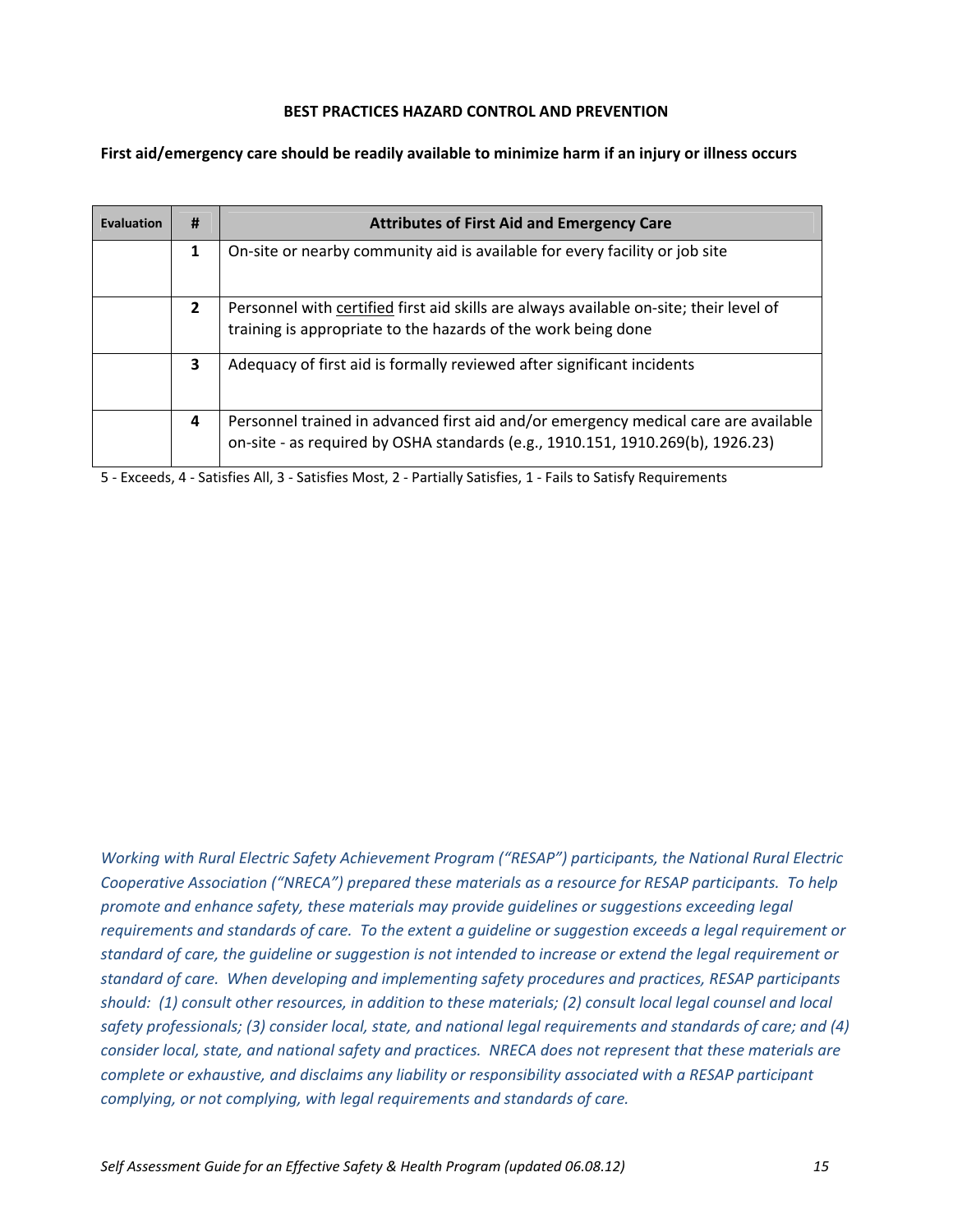## BEST PRACTICES HAZARD CONTROL AND PREVENTION

**First aid/emergency care should be readily available to minimize harm if an injury or illness occurs**

| Evaluation | # | Attributes of First Aid and Emergency Care |
|---|---|---|
| | **1** | On-site or nearby community aid is available for every facility or job site |
| | **2** | Personnel with <u>certified</u> first aid skills are always available on-site; their level of training is appropriate to the hazards of the work being done |
| | **3** | Adequacy of first aid is formally reviewed after significant incidents |
| | **4** | Personnel trained in advanced first aid and/or emergency medical care are available on-site - as required by OSHA standards (e.g., 1910.151, 1910.269(b), 1926.23) |

5 - Exceeds, 4 - Satisfies All, 3 - Satisfies Most, 2 - Partially Satisfies, 1 - Fails to Satisfy Requirements

*Working with Rural Electric Safety Achievement Program ("RESAP") participants, the National Rural Electric Cooperative Association ("NRECA") prepared these materials as a resource for RESAP participants. To help promote and enhance safety, these materials may provide guidelines or suggestions exceeding legal requirements and standards of care. To the extent a guideline or suggestion exceeds a legal requirement or standard of care, the guideline or suggestion is not intended to increase or extend the legal requirement or standard of care. When developing and implementing safety procedures and practices, RESAP participants should: (1) consult other resources, in addition to these materials; (2) consult local legal counsel and local safety professionals; (3) consider local, state, and national legal requirements and standards of care; and (4) consider local, state, and national safety and practices. NRECA does not represent that these materials are complete or exhaustive, and disclaims any liability or responsibility associated with a RESAP participant complying, or not complying, with legal requirements and standards of care.*